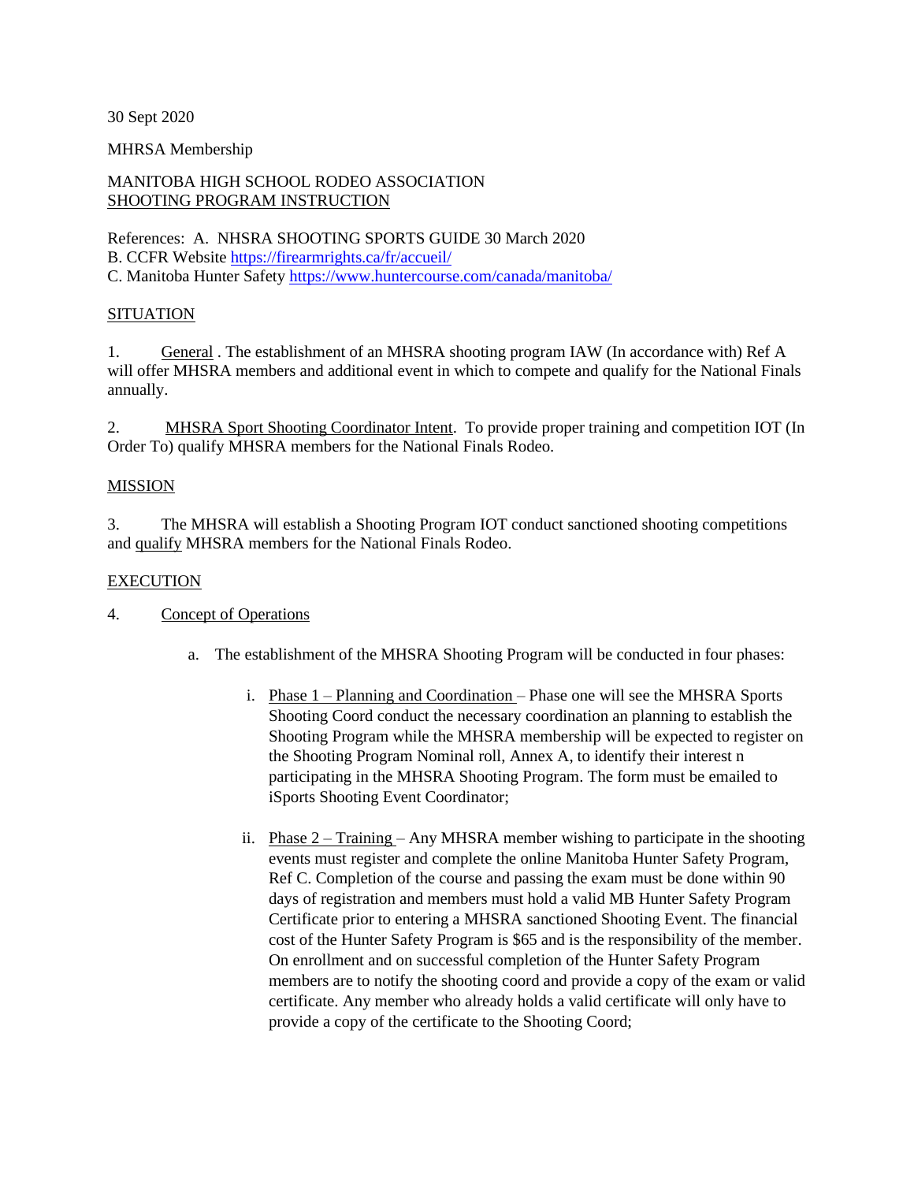30 Sept 2020

MHRSA Membership

MANITOBA HIGH SCHOOL RODEO ASSOCIATION
SHOOTING PROGRAM INSTRUCTION

References: A. NHSRA SHOOTING SPORTS GUIDE 30 March 2020
B. CCFR Website https://firearmrights.ca/fr/accueil/
C. Manitoba Hunter Safety https://www.huntercourse.com/canada/manitoba/

SITUATION

1. General . The establishment of an MHSRA shooting program IAW (In accordance with) Ref A will offer MHSRA members and additional event in which to compete and qualify for the National Finals annually.

2. MHSRA Sport Shooting Coordinator Intent. To provide proper training and competition IOT (In Order To) qualify MHSRA members for the National Finals Rodeo.

MISSION

3. The MHSRA will establish a Shooting Program IOT conduct sanctioned shooting competitions and qualify MHSRA members for the National Finals Rodeo.

EXECUTION

4. Concept of Operations

   a. The establishment of the MHSRA Shooting Program will be conducted in four phases:

      i. Phase 1 – Planning and Coordination – Phase one will see the MHSRA Sports Shooting Coord conduct the necessary coordination an planning to establish the Shooting Program while the MHSRA membership will be expected to register on the Shooting Program Nominal roll, Annex A, to identify their interest n participating in the MHSRA Shooting Program. The form must be emailed to iSports Shooting Event Coordinator;

      ii. Phase 2 – Training – Any MHSRA member wishing to participate in the shooting events must register and complete the online Manitoba Hunter Safety Program, Ref C. Completion of the course and passing the exam must be done within 90 days of registration and members must hold a valid MB Hunter Safety Program Certificate prior to entering a MHSRA sanctioned Shooting Event. The financial cost of the Hunter Safety Program is $65 and is the responsibility of the member. On enrollment and on successful completion of the Hunter Safety Program members are to notify the shooting coord and provide a copy of the exam or valid certificate. Any member who already holds a valid certificate will only have to provide a copy of the certificate to the Shooting Coord;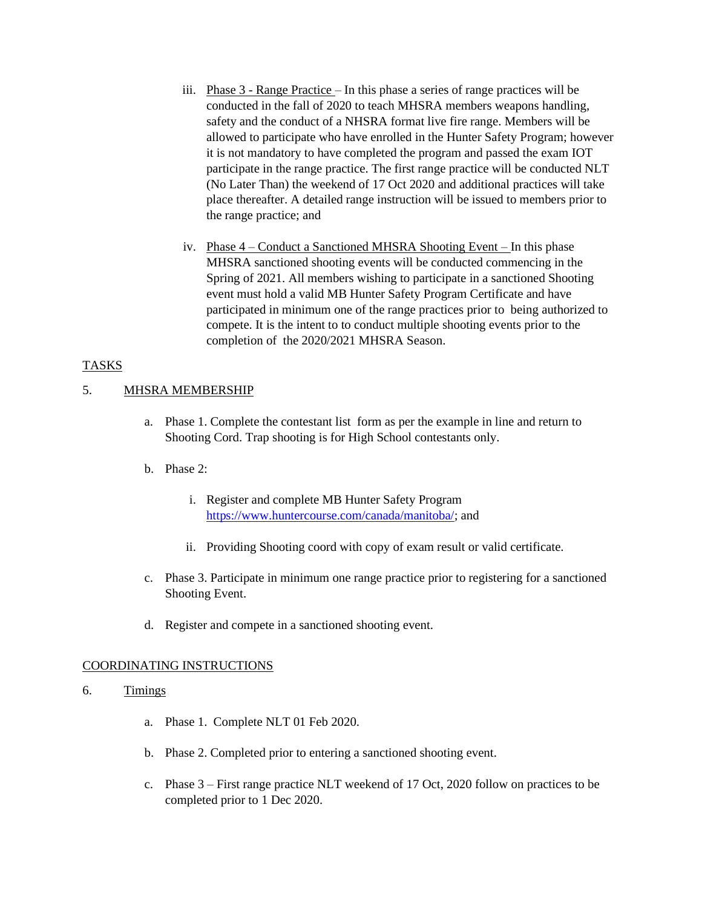iii. <u>Phase 3 - Range Practice</u> – In this phase a series of range practices will be conducted in the fall of 2020 to teach MHSRA members weapons handling, safety and the conduct of a NHSRA format live fire range. Members will be allowed to participate who have enrolled in the Hunter Safety Program; however it is not mandatory to have completed the program and passed the exam IOT participate in the range practice. The first range practice will be conducted NLT (No Later Than) the weekend of 17 Oct 2020 and additional practices will take place thereafter. A detailed range instruction will be issued to members prior to the range practice; and

iv. <u>Phase 4 – Conduct a Sanctioned MHSRA Shooting Event –</u> In this phase MHSRA sanctioned shooting events will be conducted commencing in the Spring of 2021. All members wishing to participate in a sanctioned Shooting event must hold a valid MB Hunter Safety Program Certificate and have participated in minimum one of the range practices prior to being authorized to compete. It is the intent to to conduct multiple shooting events prior to the completion of the 2020/2021 MHSRA Season.

<u>TASKS</u>

5. <u>MHSRA MEMBERSHIP</u>

a. Phase 1. Complete the contestant list form as per the example in line and return to Shooting Cord. Trap shooting is for High School contestants only.

b. Phase 2:

i. Register and complete MB Hunter Safety Program https://www.huntercourse.com/canada/manitoba/; and

ii. Providing Shooting coord with copy of exam result or valid certificate.

c. Phase 3. Participate in minimum one range practice prior to registering for a sanctioned Shooting Event.

d. Register and compete in a sanctioned shooting event.

<u>COORDINATING INSTRUCTIONS</u>

6. <u>Timings</u>

a. Phase 1. Complete NLT 01 Feb 2020.

b. Phase 2. Completed prior to entering a sanctioned shooting event.

c. Phase 3 – First range practice NLT weekend of 17 Oct, 2020 follow on practices to be completed prior to 1 Dec 2020.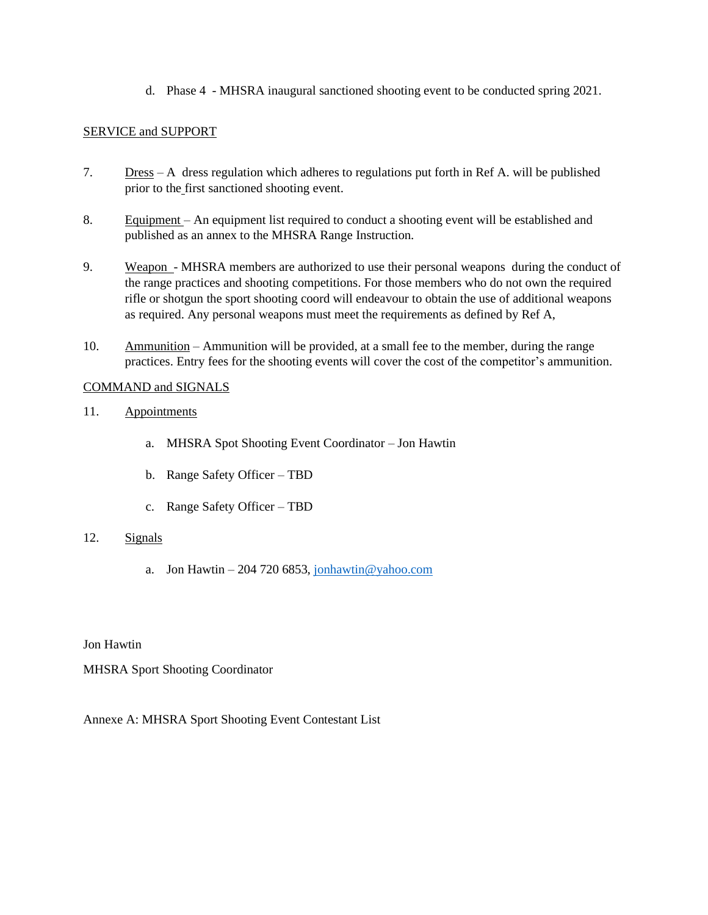d. Phase 4 - MHSRA inaugural sanctioned shooting event to be conducted spring 2021.

SERVICE and SUPPORT

7. Dress – A dress regulation which adheres to regulations put forth in Ref A. will be published prior to the first sanctioned shooting event.

8. Equipment – An equipment list required to conduct a shooting event will be established and published as an annex to the MHSRA Range Instruction.

9. Weapon - MHSRA members are authorized to use their personal weapons during the conduct of the range practices and shooting competitions. For those members who do not own the required rifle or shotgun the sport shooting coord will endeavour to obtain the use of additional weapons as required. Any personal weapons must meet the requirements as defined by Ref A,

10. Ammunition – Ammunition will be provided, at a small fee to the member, during the range practices. Entry fees for the shooting events will cover the cost of the competitor's ammunition.

COMMAND and SIGNALS

11. Appointments

a. MHSRA Spot Shooting Event Coordinator – Jon Hawtin

b. Range Safety Officer – TBD

c. Range Safety Officer – TBD

12. Signals

a. Jon Hawtin – 204 720 6853, jonhawtin@yahoo.com

Jon Hawtin

MHSRA Sport Shooting Coordinator

Annexe A: MHSRA Sport Shooting Event Contestant List